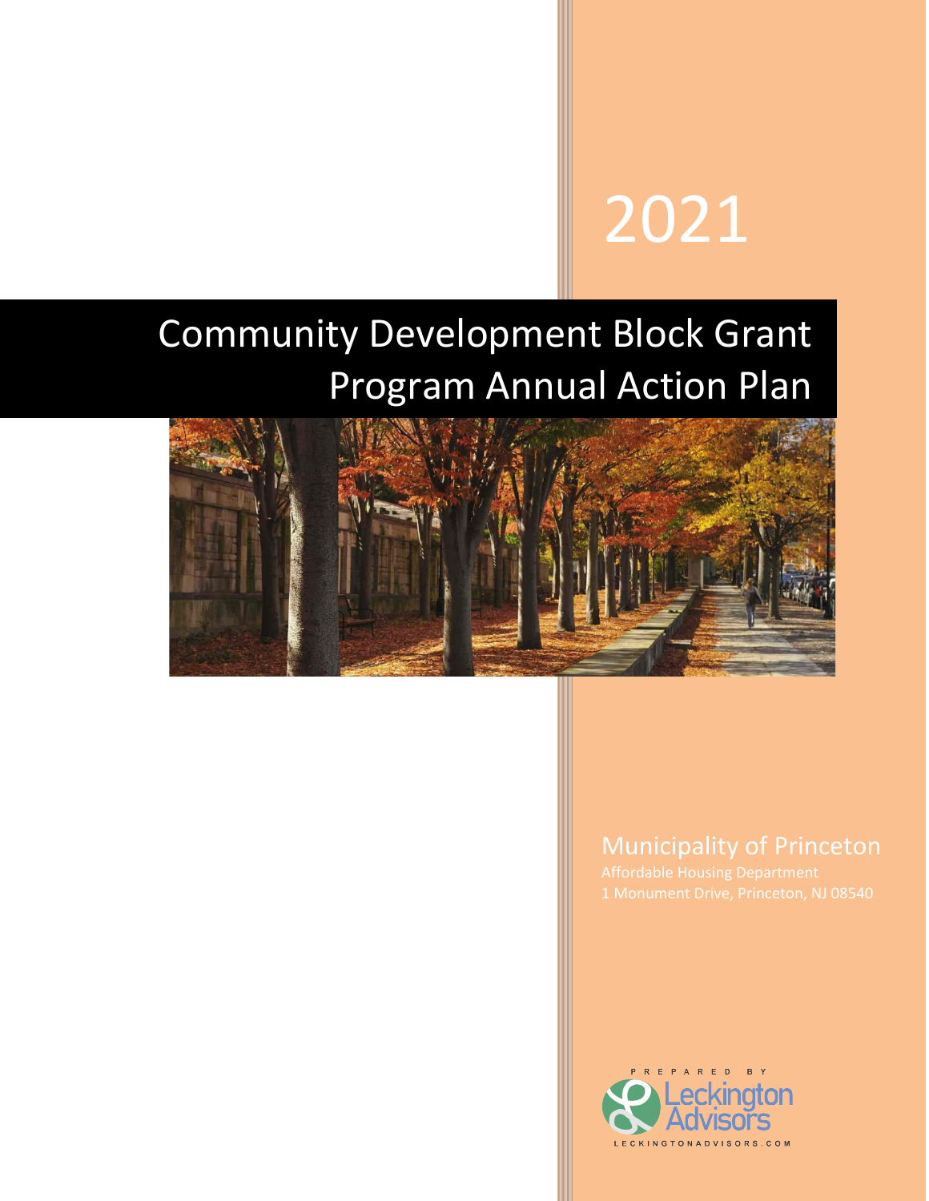# 2021

# Community Development Block Grant Program Annual Action Plan

## Municipality of Princeton

Affordable Housing Department
1 Monument Drive, Princeton, NJ 08540

PREPARED BY
Leckington Advisors
LECKINGTONADVISORS.COM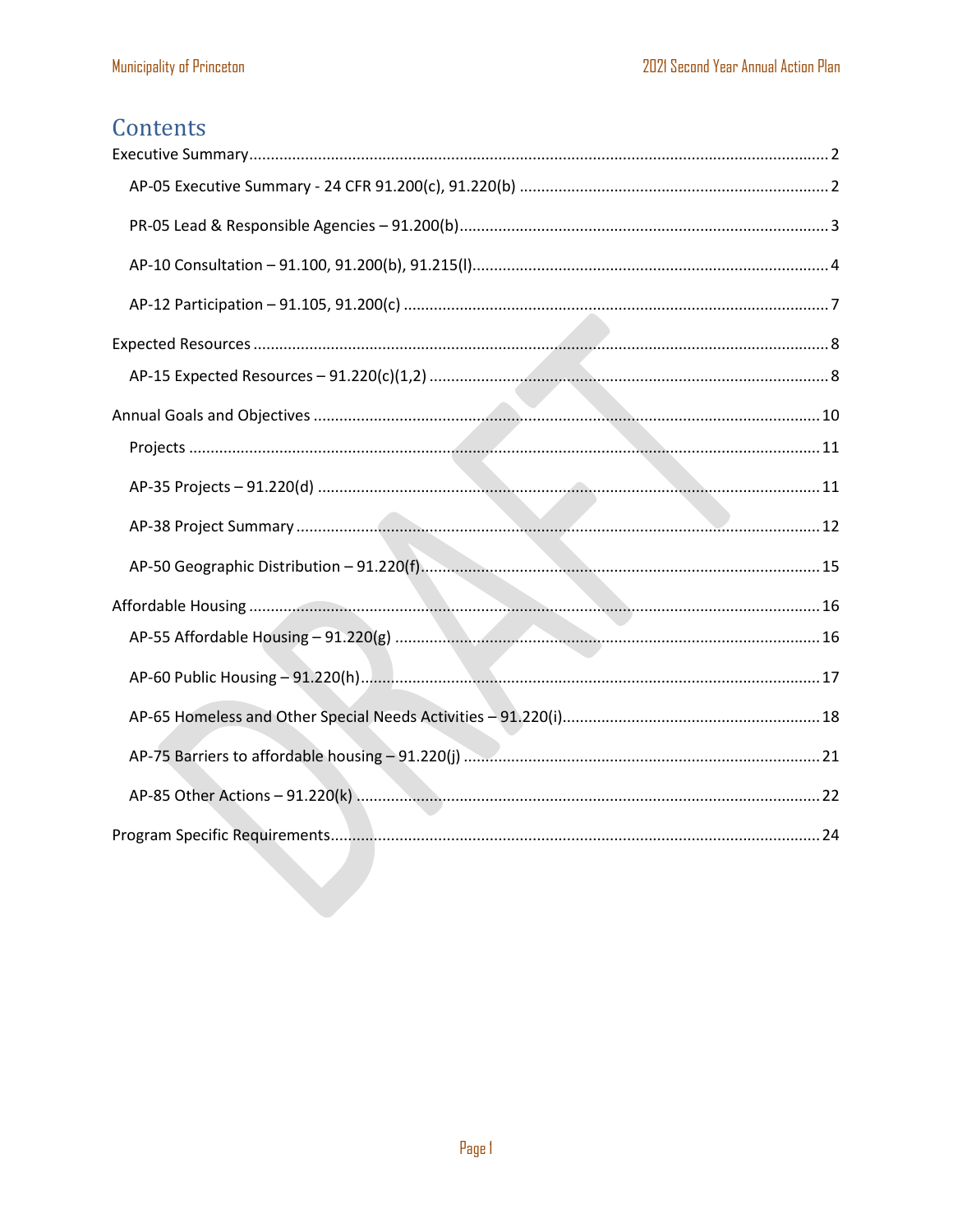# Contents

Executive Summary .... 2

- AP-05 Executive Summary - 24 CFR 91.200(c), 91.220(b) .... 2
- PR-05 Lead & Responsible Agencies – 91.200(b) .... 3
- AP-10 Consultation – 91.100, 91.200(b), 91.215(l) .... 4
- AP-12 Participation – 91.105, 91.200(c) .... 7

Expected Resources .... 8

- AP-15 Expected Resources – 91.220(c)(1,2) .... 8

Annual Goals and Objectives .... 10

- Projects .... 11
- AP-35 Projects – 91.220(d) .... 11
- AP-38 Project Summary .... 12
- AP-50 Geographic Distribution – 91.220(f) .... 15

Affordable Housing .... 16

- AP-55 Affordable Housing – 91.220(g) .... 16
- AP-60 Public Housing – 91.220(h) .... 17
- AP-65 Homeless and Other Special Needs Activities – 91.220(i) .... 18
- AP-75 Barriers to affordable housing – 91.220(j) .... 21
- AP-85 Other Actions – 91.220(k) .... 22

Program Specific Requirements .... 24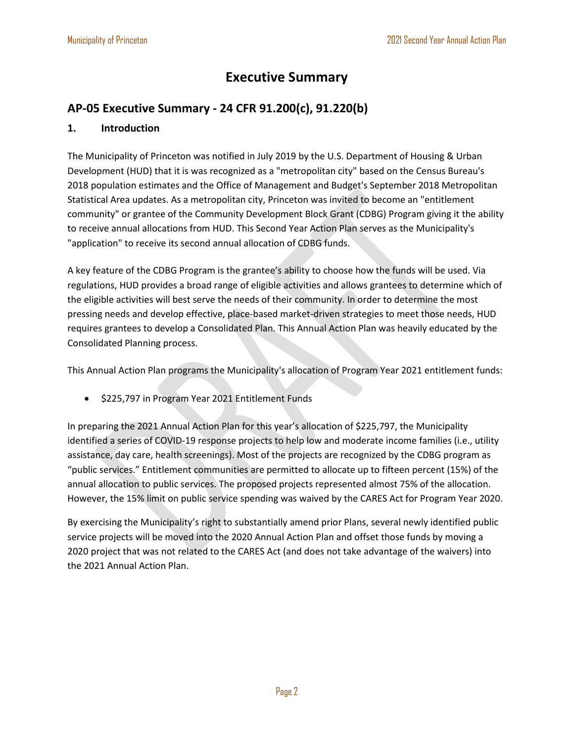# Executive Summary

## AP-05 Executive Summary - 24 CFR 91.200(c), 91.220(b)

### 1. Introduction

The Municipality of Princeton was notified in July 2019 by the U.S. Department of Housing & Urban Development (HUD) that it is was recognized as a "metropolitan city" based on the Census Bureau's 2018 population estimates and the Office of Management and Budget's September 2018 Metropolitan Statistical Area updates. As a metropolitan city, Princeton was invited to become an "entitlement community" or grantee of the Community Development Block Grant (CDBG) Program giving it the ability to receive annual allocations from HUD. This Second Year Action Plan serves as the Municipality's "application" to receive its second annual allocation of CDBG funds.

A key feature of the CDBG Program is the grantee's ability to choose how the funds will be used. Via regulations, HUD provides a broad range of eligible activities and allows grantees to determine which of the eligible activities will best serve the needs of their community. In order to determine the most pressing needs and develop effective, place-based market-driven strategies to meet those needs, HUD requires grantees to develop a Consolidated Plan. This Annual Action Plan was heavily educated by the Consolidated Planning process.

This Annual Action Plan programs the Municipality's allocation of Program Year 2021 entitlement funds:

- $225,797 in Program Year 2021 Entitlement Funds

In preparing the 2021 Annual Action Plan for this year's allocation of $225,797, the Municipality identified a series of COVID-19 response projects to help low and moderate income families (i.e., utility assistance, day care, health screenings). Most of the projects are recognized by the CDBG program as "public services." Entitlement communities are permitted to allocate up to fifteen percent (15%) of the annual allocation to public services. The proposed projects represented almost 75% of the allocation. However, the 15% limit on public service spending was waived by the CARES Act for Program Year 2020.

By exercising the Municipality's right to substantially amend prior Plans, several newly identified public service projects will be moved into the 2020 Annual Action Plan and offset those funds by moving a 2020 project that was not related to the CARES Act (and does not take advantage of the waivers) into the 2021 Annual Action Plan.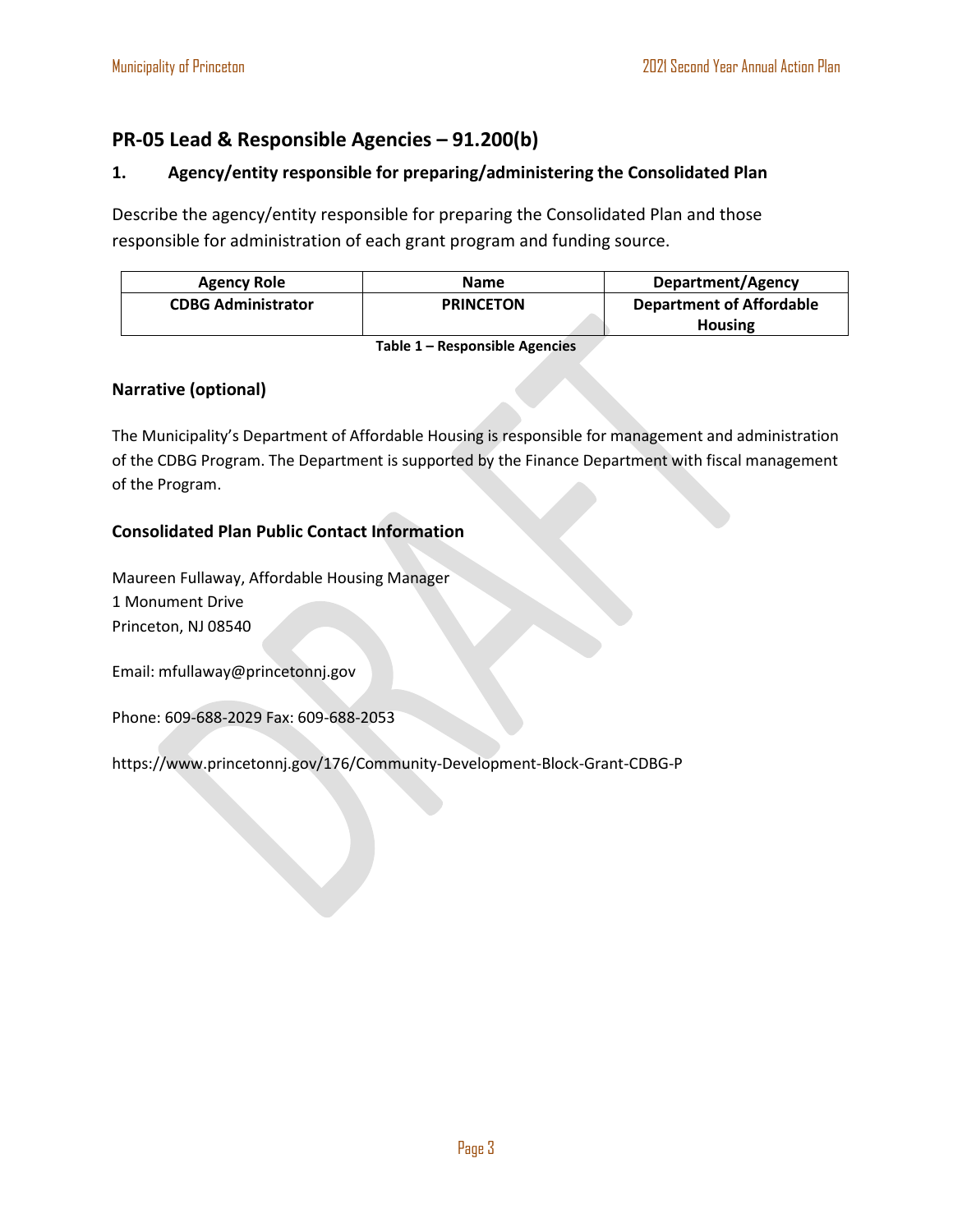## PR-05 Lead & Responsible Agencies – 91.200(b)

### 1. Agency/entity responsible for preparing/administering the Consolidated Plan

Describe the agency/entity responsible for preparing the Consolidated Plan and those responsible for administration of each grant program and funding source.

| Agency Role | Name | Department/Agency |
| --- | --- | --- |
| CDBG Administrator | PRINCETON | Department of Affordable Housing |

**Table 1 – Responsible Agencies**

### Narrative (optional)

The Municipality's Department of Affordable Housing is responsible for management and administration of the CDBG Program. The Department is supported by the Finance Department with fiscal management of the Program.

### Consolidated Plan Public Contact Information

Maureen Fullaway, Affordable Housing Manager
1 Monument Drive
Princeton, NJ 08540

Email: mfullaway@princetonnj.gov

Phone: 609-688-2029 Fax: 609-688-2053

https://www.princetonnj.gov/176/Community-Development-Block-Grant-CDBG-P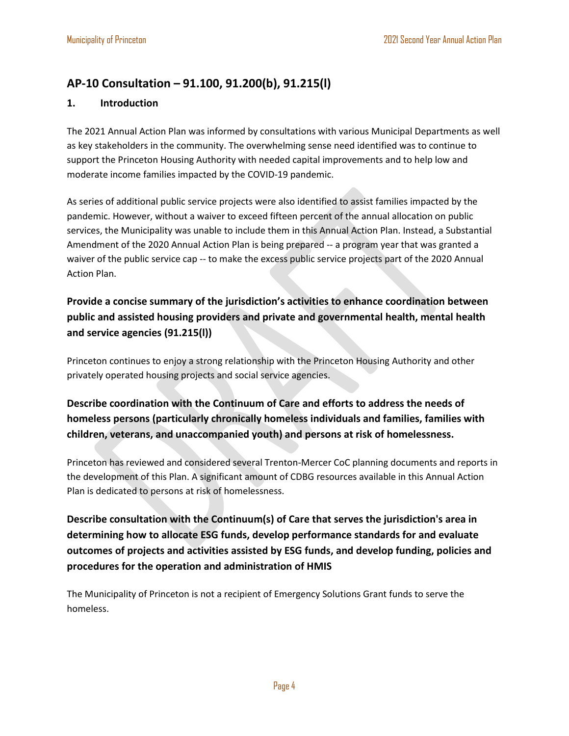## AP-10 Consultation – 91.100, 91.200(b), 91.215(l)

### 1. Introduction

The 2021 Annual Action Plan was informed by consultations with various Municipal Departments as well as key stakeholders in the community. The overwhelming sense need identified was to continue to support the Princeton Housing Authority with needed capital improvements and to help low and moderate income families impacted by the COVID-19 pandemic.

As series of additional public service projects were also identified to assist families impacted by the pandemic. However, without a waiver to exceed fifteen percent of the annual allocation on public services, the Municipality was unable to include them in this Annual Action Plan. Instead, a Substantial Amendment of the 2020 Annual Action Plan is being prepared -- a program year that was granted a waiver of the public service cap -- to make the excess public service projects part of the 2020 Annual Action Plan.

### Provide a concise summary of the jurisdiction's activities to enhance coordination between public and assisted housing providers and private and governmental health, mental health and service agencies (91.215(l))

Princeton continues to enjoy a strong relationship with the Princeton Housing Authority and other privately operated housing projects and social service agencies.

### Describe coordination with the Continuum of Care and efforts to address the needs of homeless persons (particularly chronically homeless individuals and families, families with children, veterans, and unaccompanied youth) and persons at risk of homelessness.

Princeton has reviewed and considered several Trenton-Mercer CoC planning documents and reports in the development of this Plan. A significant amount of CDBG resources available in this Annual Action Plan is dedicated to persons at risk of homelessness.

### Describe consultation with the Continuum(s) of Care that serves the jurisdiction's area in determining how to allocate ESG funds, develop performance standards for and evaluate outcomes of projects and activities assisted by ESG funds, and develop funding, policies and procedures for the operation and administration of HMIS

The Municipality of Princeton is not a recipient of Emergency Solutions Grant funds to serve the homeless.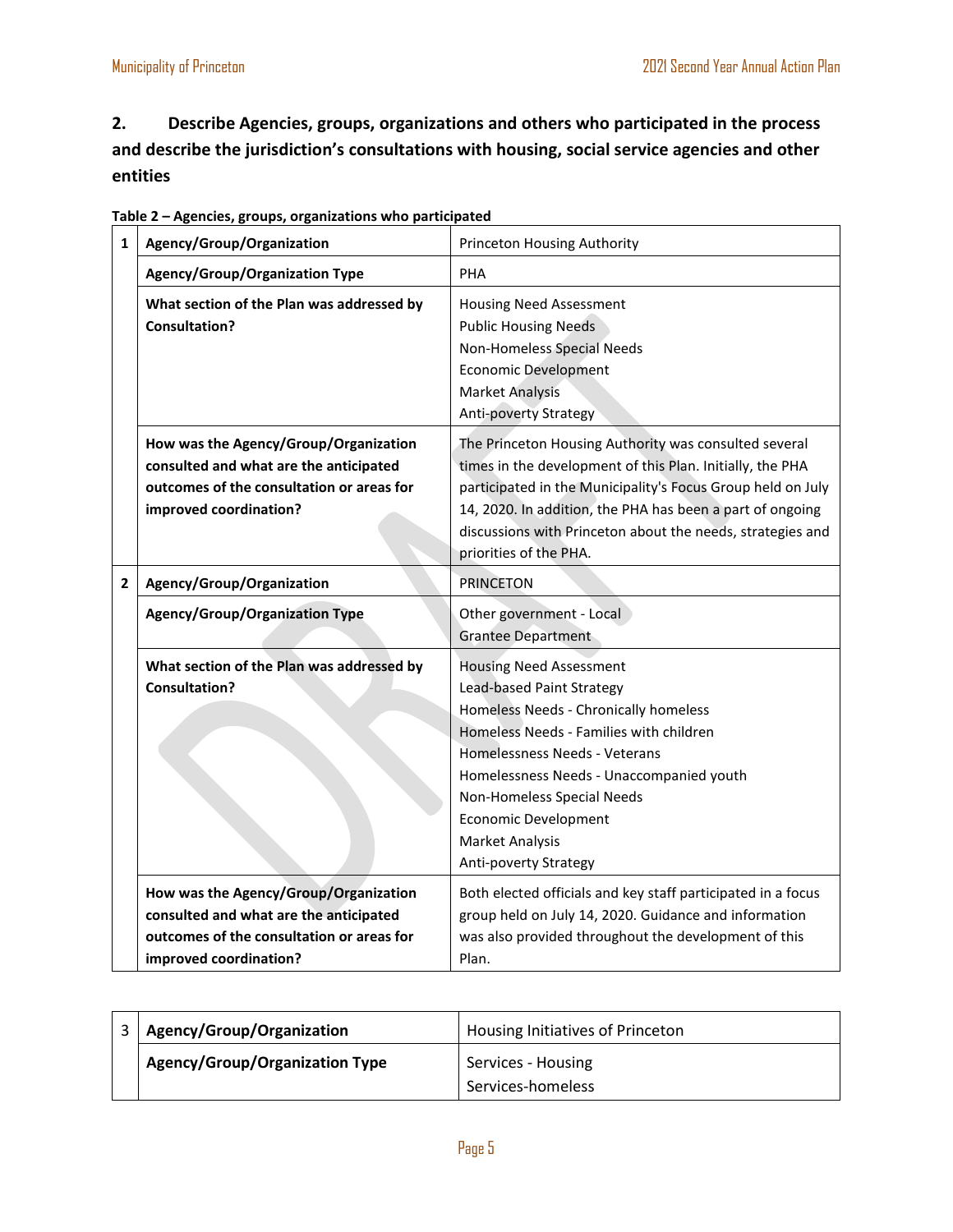## 2. Describe Agencies, groups, organizations and others who participated in the process and describe the jurisdiction's consultations with housing, social service agencies and other entities

**Table 2 – Agencies, groups, organizations who participated**

| | | |
|---|---|---|
| 1 | **Agency/Group/Organization** | Princeton Housing Authority |
| | **Agency/Group/Organization Type** | PHA |
| | **What section of the Plan was addressed by Consultation?** | Housing Need Assessment<br>Public Housing Needs<br>Non-Homeless Special Needs<br>Economic Development<br>Market Analysis<br>Anti-poverty Strategy |
| | **How was the Agency/Group/Organization consulted and what are the anticipated outcomes of the consultation or areas for improved coordination?** | The Princeton Housing Authority was consulted several times in the development of this Plan. Initially, the PHA participated in the Municipality's Focus Group held on July 14, 2020. In addition, the PHA has been a part of ongoing discussions with Princeton about the needs, strategies and priorities of the PHA. |
| 2 | **Agency/Group/Organization** | PRINCETON |
| | **Agency/Group/Organization Type** | Other government - Local<br>Grantee Department |
| | **What section of the Plan was addressed by Consultation?** | Housing Need Assessment<br>Lead-based Paint Strategy<br>Homeless Needs - Chronically homeless<br>Homeless Needs - Families with children<br>Homelessness Needs - Veterans<br>Homelessness Needs - Unaccompanied youth<br>Non-Homeless Special Needs<br>Economic Development<br>Market Analysis<br>Anti-poverty Strategy |
| | **How was the Agency/Group/Organization consulted and what are the anticipated outcomes of the consultation or areas for improved coordination?** | Both elected officials and key staff participated in a focus group held on July 14, 2020. Guidance and information was also provided throughout the development of this Plan. |
| 3 | **Agency/Group/Organization** | Housing Initiatives of Princeton |
| | **Agency/Group/Organization Type** | Services - Housing<br>Services-homeless |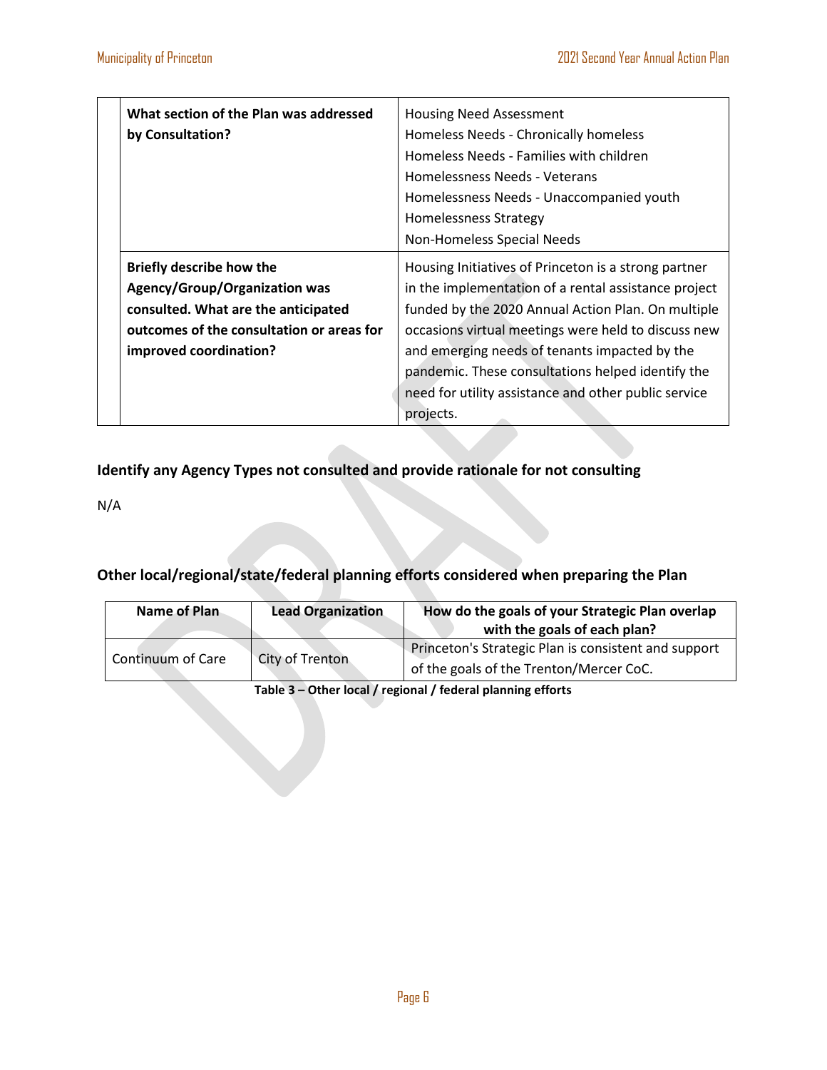| | |
|---|---|
| **What section of the Plan was addressed by Consultation?** | Housing Need Assessment<br>Homeless Needs - Chronically homeless<br>Homeless Needs - Families with children<br>Homelessness Needs - Veterans<br>Homelessness Needs - Unaccompanied youth<br>Homelessness Strategy<br>Non-Homeless Special Needs |
| **Briefly describe how the Agency/Group/Organization was consulted. What are the anticipated outcomes of the consultation or areas for improved coordination?** | Housing Initiatives of Princeton is a strong partner in the implementation of a rental assistance project funded by the 2020 Annual Action Plan. On multiple occasions virtual meetings were held to discuss new and emerging needs of tenants impacted by the pandemic. These consultations helped identify the need for utility assistance and other public service projects. |

## Identify any Agency Types not consulted and provide rationale for not consulting

N/A

## Other local/regional/state/federal planning efforts considered when preparing the Plan

| Name of Plan | Lead Organization | How do the goals of your Strategic Plan overlap with the goals of each plan? |
|---|---|---|
| Continuum of Care | City of Trenton | Princeton's Strategic Plan is consistent and support of the goals of the Trenton/Mercer CoC. |

**Table 3 – Other local / regional / federal planning efforts**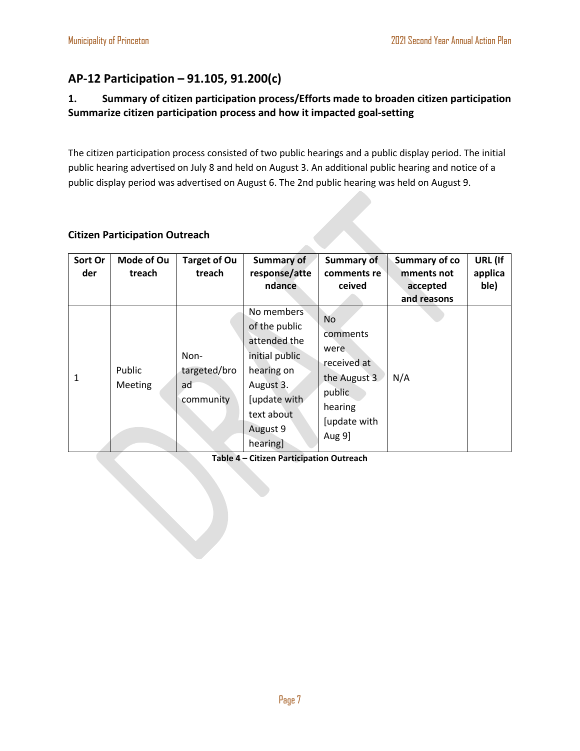## AP-12 Participation – 91.105, 91.200(c)

### 1. Summary of citizen participation process/Efforts made to broaden citizen participation Summarize citizen participation process and how it impacted goal-setting

The citizen participation process consisted of two public hearings and a public display period. The initial public hearing advertised on July 8 and held on August 3. An additional public hearing and notice of a public display period was advertised on August 6. The 2nd public hearing was held on August 9.

### Citizen Participation Outreach

| Sort Order | Mode of Outreach | Target of Outreach | Summary of response/attendance | Summary of comments received | Summary of comments not accepted and reasons | URL (If applicable) |
|---|---|---|---|---|---|---|
| 1 | Public Meeting | Non-targeted/broad community | No members of the public attended the initial public hearing on August 3. [update with text about August 9 hearing] | No comments were received at the August 3 public hearing [update with Aug 9] | N/A | |

**Table 4 – Citizen Participation Outreach**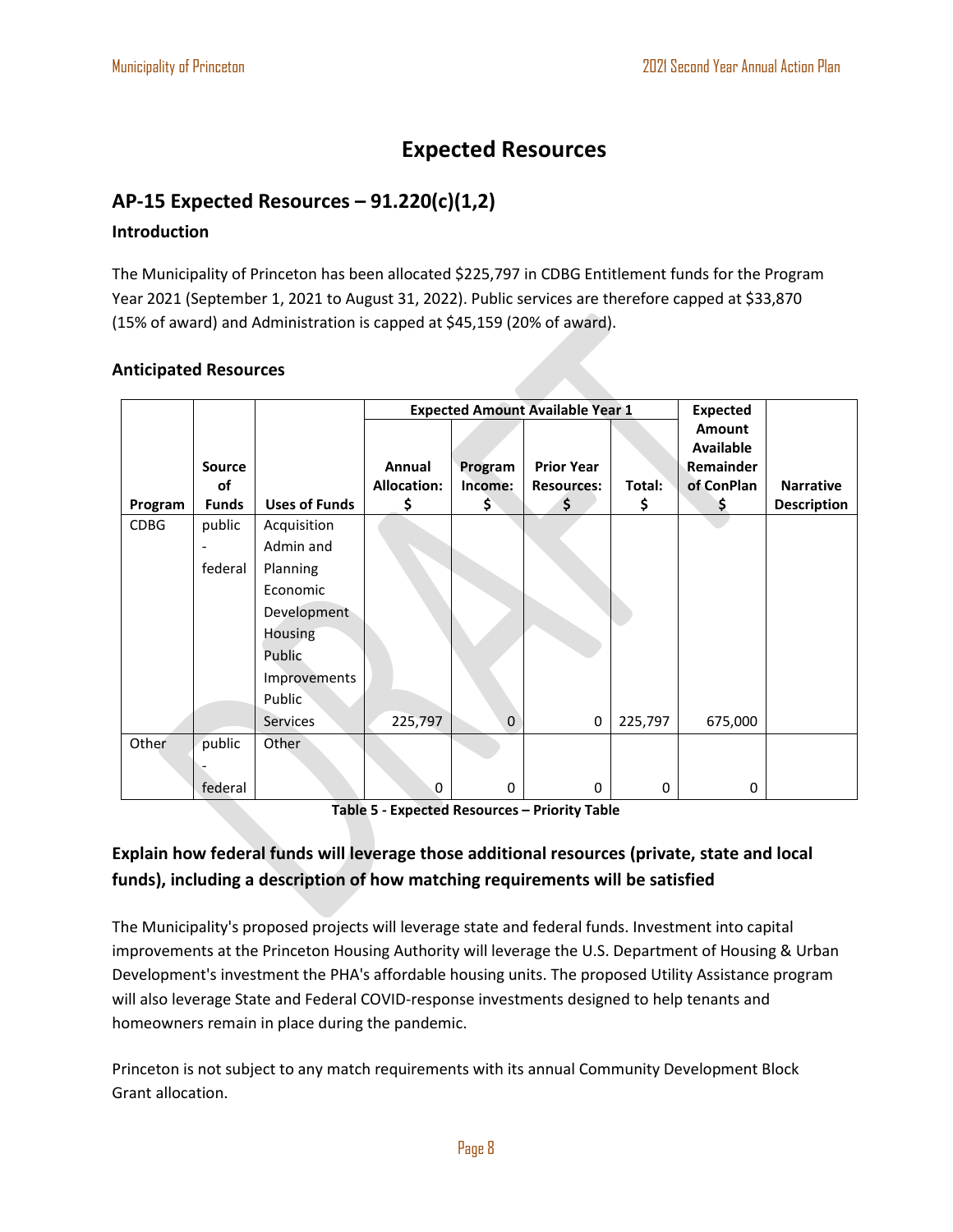# Expected Resources

## AP-15 Expected Resources – 91.220(c)(1,2)

### Introduction

The Municipality of Princeton has been allocated $225,797 in CDBG Entitlement funds for the Program Year 2021 (September 1, 2021 to August 31, 2022). Public services are therefore capped at $33,870 (15% of award) and Administration is capped at $45,159 (20% of award).

### Anticipated Resources

| Program | Source of Funds | Uses of Funds | Expected Amount Available Year 1 | | | | Expected Amount Available Remainder of ConPlan $ | Narrative Description |
|---|---|---|---|---|---|---|---|---|
| | | | Annual Allocation: $ | Program Income: $ | Prior Year Resources: $ | Total: $ | | |
| CDBG | public - federal | Acquisition Admin and Planning Economic Development Housing Public Improvements Public Services | 225,797 | 0 | 0 | 225,797 | 675,000 | |
| Other | public - federal | Other | 0 | 0 | 0 | 0 | 0 | |

**Table 5 - Expected Resources – Priority Table**

### Explain how federal funds will leverage those additional resources (private, state and local funds), including a description of how matching requirements will be satisfied

The Municipality's proposed projects will leverage state and federal funds. Investment into capital improvements at the Princeton Housing Authority will leverage the U.S. Department of Housing & Urban Development's investment the PHA's affordable housing units. The proposed Utility Assistance program will also leverage State and Federal COVID-response investments designed to help tenants and homeowners remain in place during the pandemic.

Princeton is not subject to any match requirements with its annual Community Development Block Grant allocation.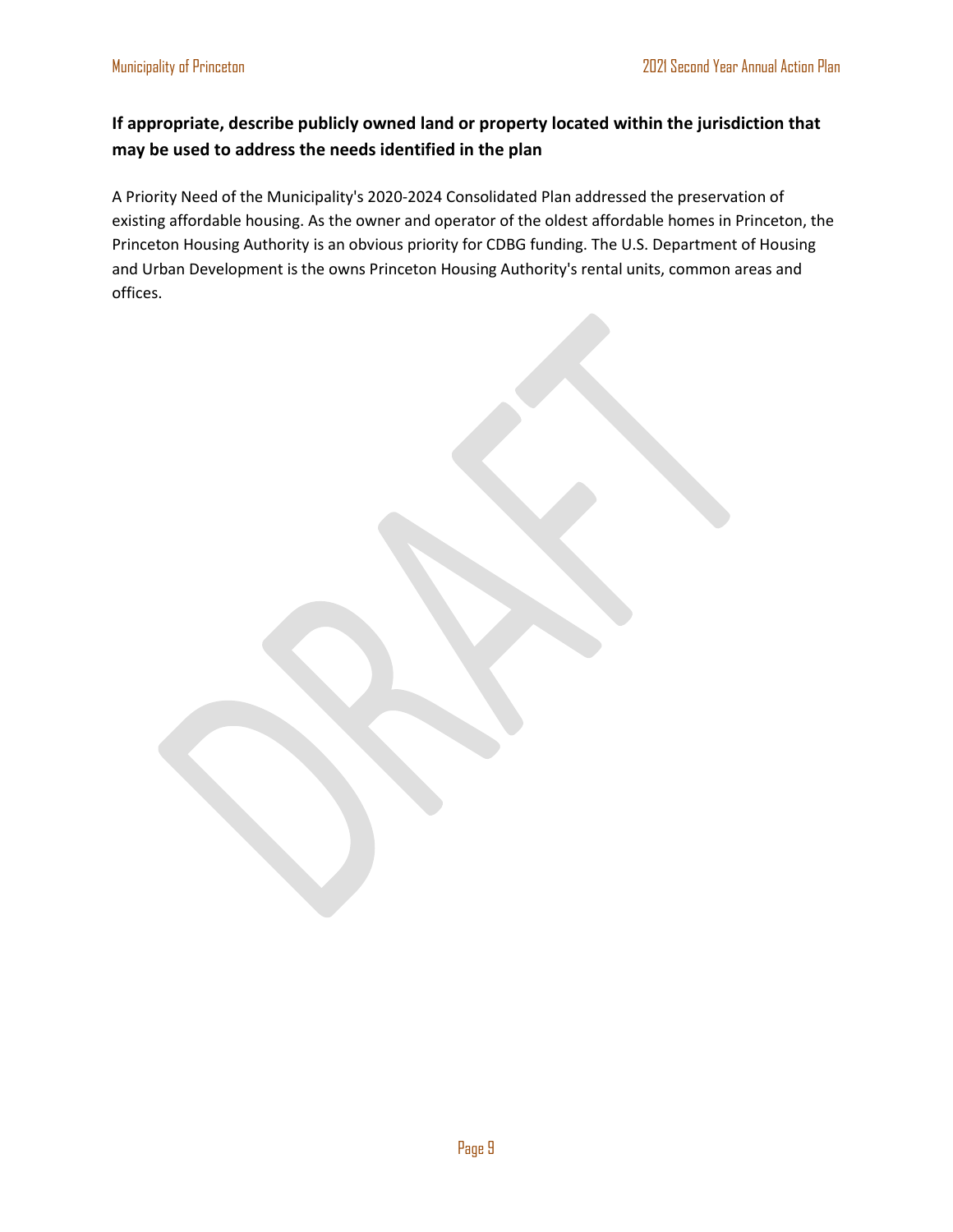### If appropriate, describe publicly owned land or property located within the jurisdiction that may be used to address the needs identified in the plan

A Priority Need of the Municipality's 2020-2024 Consolidated Plan addressed the preservation of existing affordable housing. As the owner and operator of the oldest affordable homes in Princeton, the Princeton Housing Authority is an obvious priority for CDBG funding. The U.S. Department of Housing and Urban Development is the owns Princeton Housing Authority's rental units, common areas and offices.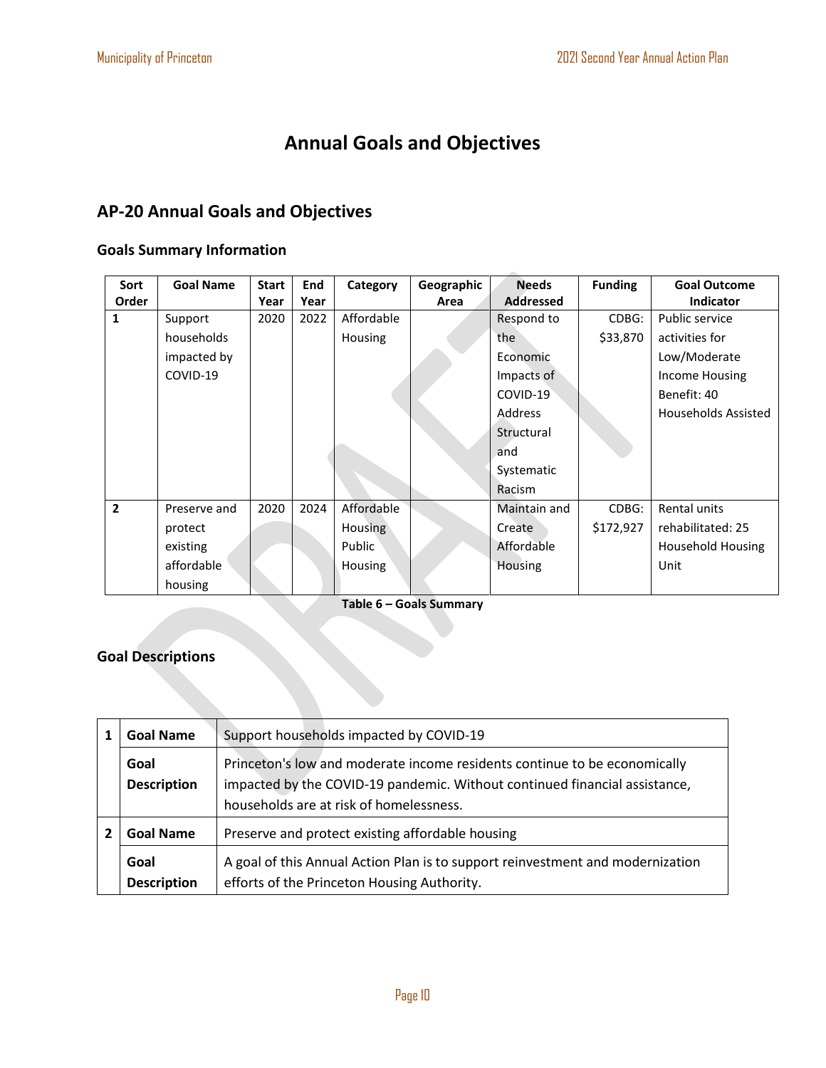# Annual Goals and Objectives

## AP-20 Annual Goals and Objectives

### Goals Summary Information

| Sort Order | Goal Name | Start Year | End Year | Category | Geographic Area | Needs Addressed | Funding | Goal Outcome Indicator |
|---|---|---|---|---|---|---|---|---|
| 1 | Support households impacted by COVID-19 | 2020 | 2022 | Affordable Housing | | Respond to the Economic Impacts of COVID-19 Address Structural and Systematic Racism | CDBG: $33,870 | Public service activities for Low/Moderate Income Housing Benefit: 40 Households Assisted |
| 2 | Preserve and protect existing affordable housing | 2020 | 2024 | Affordable Housing Public Housing | | Maintain and Create Affordable Housing | CDBG: $172,927 | Rental units rehabilitated: 25 Household Housing Unit |

**Table 6 – Goals Summary**

### Goal Descriptions

| | | |
|---|---|---|
| 1 | **Goal Name** | Support households impacted by COVID-19 |
| | **Goal Description** | Princeton's low and moderate income residents continue to be economically impacted by the COVID-19 pandemic. Without continued financial assistance, households are at risk of homelessness. |
| 2 | **Goal Name** | Preserve and protect existing affordable housing |
| | **Goal Description** | A goal of this Annual Action Plan is to support reinvestment and modernization efforts of the Princeton Housing Authority. |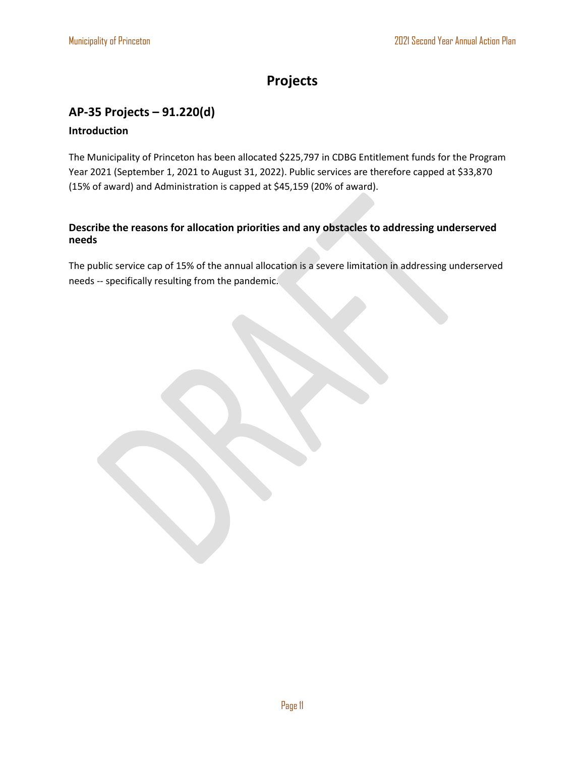# Projects

## AP-35 Projects – 91.220(d)

### Introduction

The Municipality of Princeton has been allocated $225,797 in CDBG Entitlement funds for the Program Year 2021 (September 1, 2021 to August 31, 2022). Public services are therefore capped at $33,870 (15% of award) and Administration is capped at $45,159 (20% of award).

### Describe the reasons for allocation priorities and any obstacles to addressing underserved needs

The public service cap of 15% of the annual allocation is a severe limitation in addressing underserved needs -- specifically resulting from the pandemic.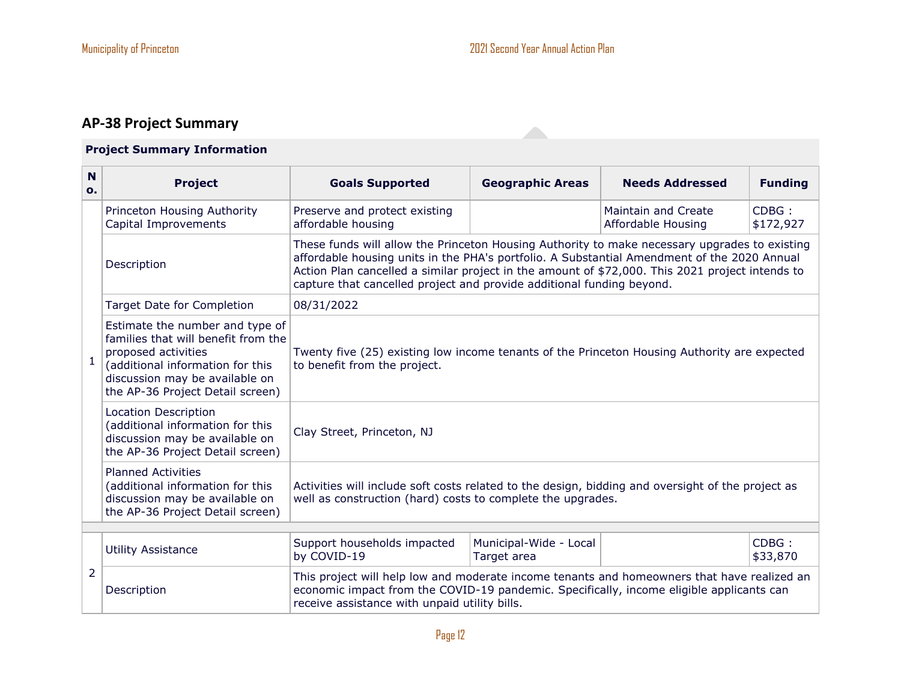## AP-38 Project Summary

**Project Summary Information**

| No. | Project | Goals Supported | Geographic Areas | Needs Addressed | Funding |
|---|---|---|---|---|---|
| 1 | Princeton Housing Authority Capital Improvements | Preserve and protect existing affordable housing | | Maintain and Create Affordable Housing | CDBG : $172,927 |
| | Description | These funds will allow the Princeton Housing Authority to make necessary upgrades to existing affordable housing units in the PHA's portfolio. A Substantial Amendment of the 2020 Annual Action Plan cancelled a similar project in the amount of $72,000. This 2021 project intends to capture that cancelled project and provide additional funding beyond. | | | |
| | Target Date for Completion | 08/31/2022 | | | |
| | Estimate the number and type of families that will benefit from the proposed activities (additional information for this discussion may be available on the AP-36 Project Detail screen) | Twenty five (25) existing low income tenants of the Princeton Housing Authority are expected to benefit from the project. | | | |
| | Location Description (additional information for this discussion may be available on the AP-36 Project Detail screen) | Clay Street, Princeton, NJ | | | |
| | Planned Activities (additional information for this discussion may be available on the AP-36 Project Detail screen) | Activities will include soft costs related to the design, bidding and oversight of the project as well as construction (hard) costs to complete the upgrades. | | | |
| 2 | Utility Assistance | Support households impacted by COVID-19 | Municipal-Wide - Local Target area | | CDBG : $33,870 |
| | Description | This project will help low and moderate income tenants and homeowners that have realized an economic impact from the COVID-19 pandemic. Specifically, income eligible applicants can receive assistance with unpaid utility bills. | | | |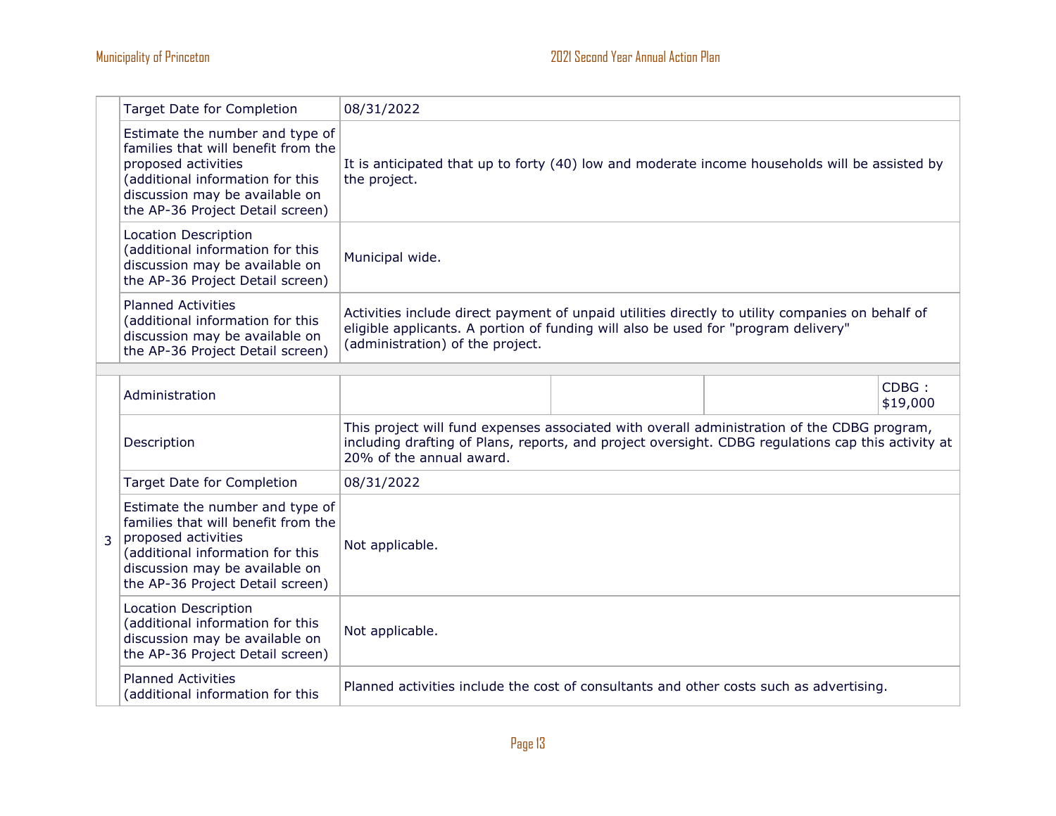| | | | | | |
|---|---|---|---|---|---|
| | Target Date for Completion | 08/31/2022 | | | |
| | Estimate the number and type of families that will benefit from the proposed activities (additional information for this discussion may be available on the AP-36 Project Detail screen) | It is anticipated that up to forty (40) low and moderate income households will be assisted by the project. | | | |
| | Location Description (additional information for this discussion may be available on the AP-36 Project Detail screen) | Municipal wide. | | | |
| | Planned Activities (additional information for this discussion may be available on the AP-36 Project Detail screen) | Activities include direct payment of unpaid utilities directly to utility companies on behalf of eligible applicants. A portion of funding will also be used for "program delivery" (administration) of the project. | | | |

| | | | | | |
|---|---|---|---|---|---|
| 3 | Administration | | | | CDBG : $19,000 |
| | Description | This project will fund expenses associated with overall administration of the CDBG program, including drafting of Plans, reports, and project oversight. CDBG regulations cap this activity at 20% of the annual award. | | | |
| | Target Date for Completion | 08/31/2022 | | | |
| | Estimate the number and type of families that will benefit from the proposed activities (additional information for this discussion may be available on the AP-36 Project Detail screen) | Not applicable. | | | |
| | Location Description (additional information for this discussion may be available on the AP-36 Project Detail screen) | Not applicable. | | | |
| | Planned Activities (additional information for this | Planned activities include the cost of consultants and other costs such as advertising. | | | |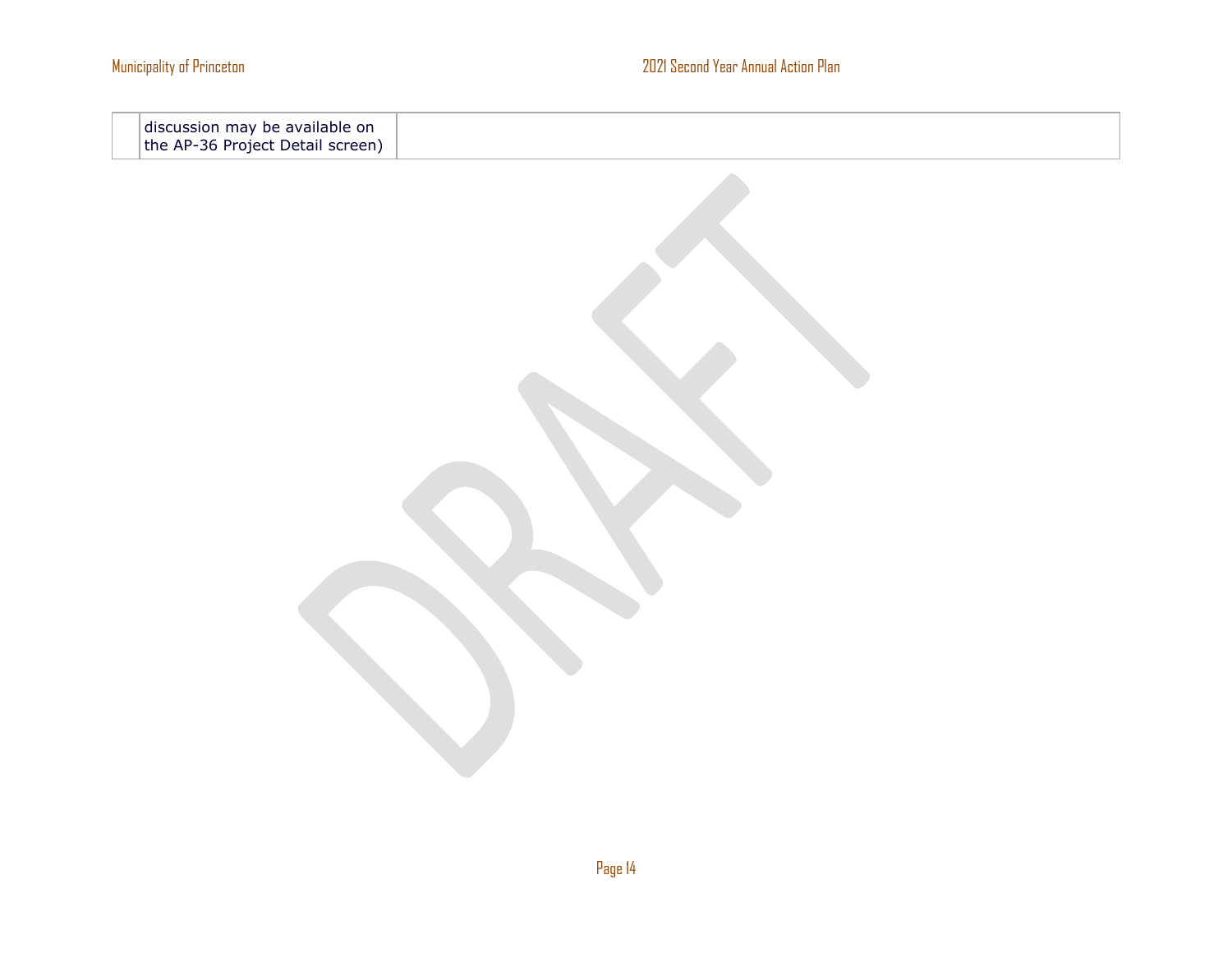|  | discussion may be available on the AP-36 Project Detail screen) |  |
|---|---|---|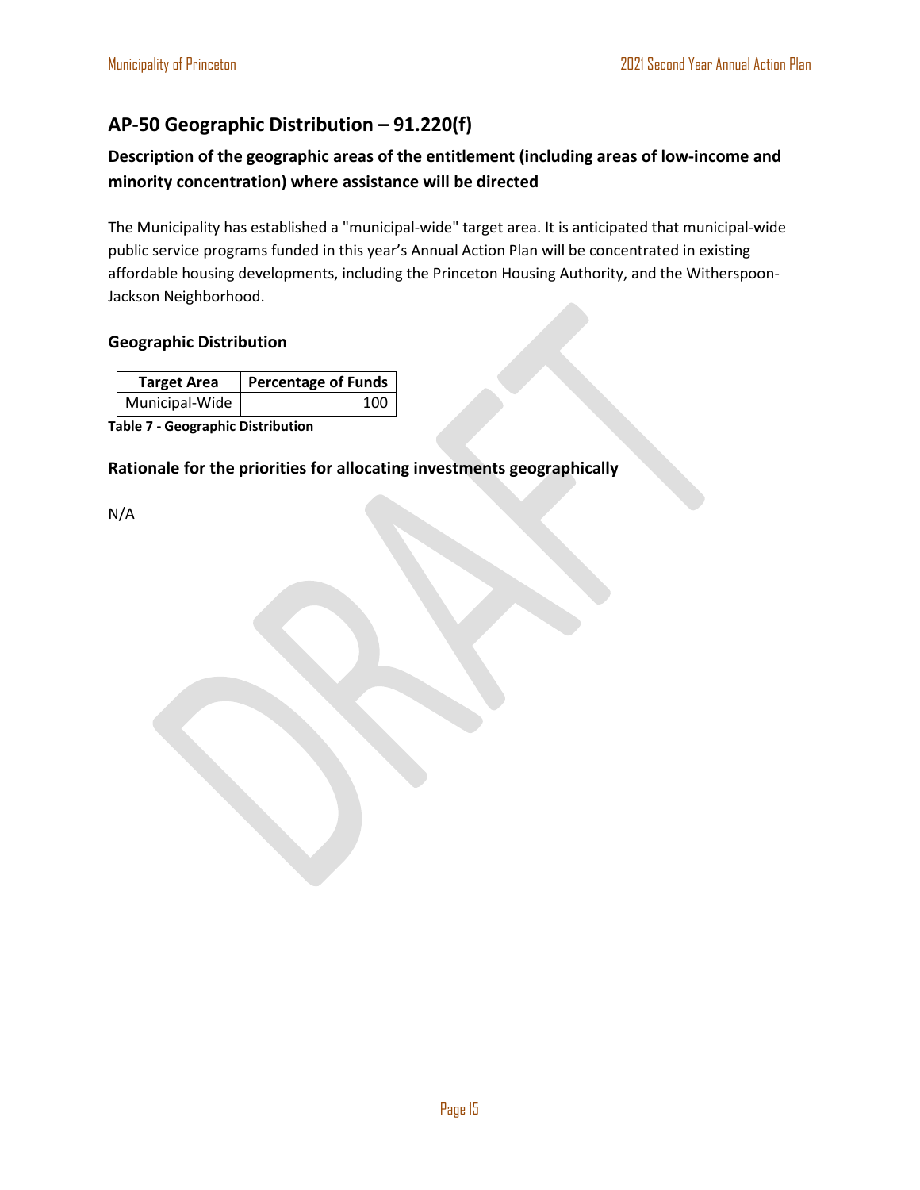## AP-50 Geographic Distribution – 91.220(f)

### Description of the geographic areas of the entitlement (including areas of low-income and minority concentration) where assistance will be directed

The Municipality has established a "municipal-wide" target area. It is anticipated that municipal-wide public service programs funded in this year's Annual Action Plan will be concentrated in existing affordable housing developments, including the Princeton Housing Authority, and the Witherspoon-Jackson Neighborhood.

### Geographic Distribution

| Target Area | Percentage of Funds |
|---|---|
| Municipal-Wide | 100 |

**Table 7 - Geographic Distribution**

### Rationale for the priorities for allocating investments geographically

N/A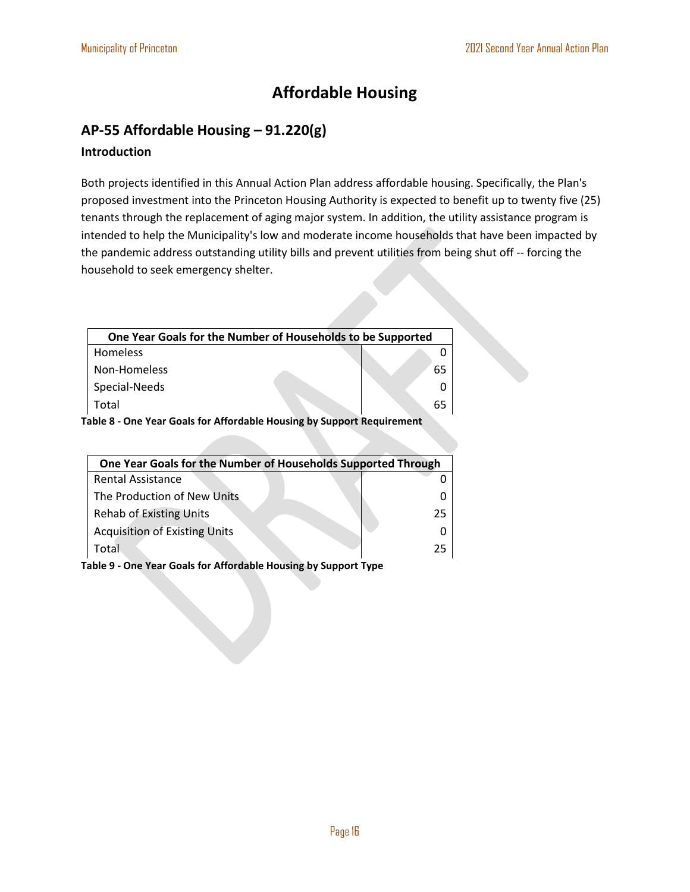# Affordable Housing

## AP-55 Affordable Housing – 91.220(g)

### Introduction

Both projects identified in this Annual Action Plan address affordable housing. Specifically, the Plan's proposed investment into the Princeton Housing Authority is expected to benefit up to twenty five (25) tenants through the replacement of aging major system. In addition, the utility assistance program is intended to help the Municipality's low and moderate income households that have been impacted by the pandemic address outstanding utility bills and prevent utilities from being shut off -- forcing the household to seek emergency shelter.

| One Year Goals for the Number of Households to be Supported | |
|---|---|
| Homeless | 0 |
| Non-Homeless | 65 |
| Special-Needs | 0 |
| Total | 65 |

**Table 8 - One Year Goals for Affordable Housing by Support Requirement**

| One Year Goals for the Number of Households Supported Through | |
|---|---|
| Rental Assistance | 0 |
| The Production of New Units | 0 |
| Rehab of Existing Units | 25 |
| Acquisition of Existing Units | 0 |
| Total | 25 |

**Table 9 - One Year Goals for Affordable Housing by Support Type**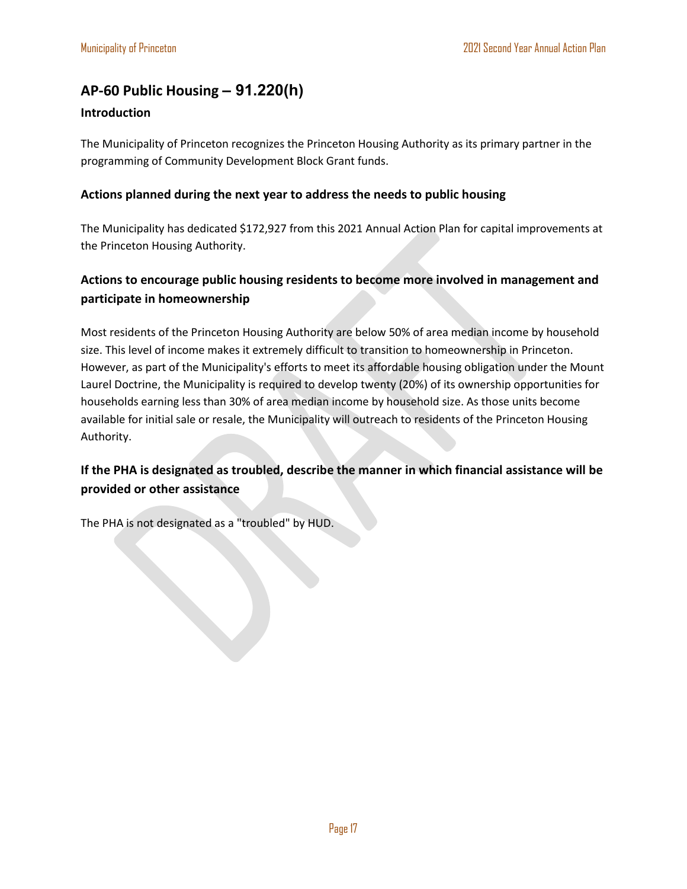## AP-60 Public Housing – 91.220(h)

### Introduction

The Municipality of Princeton recognizes the Princeton Housing Authority as its primary partner in the programming of Community Development Block Grant funds.

### Actions planned during the next year to address the needs to public housing

The Municipality has dedicated $172,927 from this 2021 Annual Action Plan for capital improvements at the Princeton Housing Authority.

### Actions to encourage public housing residents to become more involved in management and participate in homeownership

Most residents of the Princeton Housing Authority are below 50% of area median income by household size. This level of income makes it extremely difficult to transition to homeownership in Princeton. However, as part of the Municipality's efforts to meet its affordable housing obligation under the Mount Laurel Doctrine, the Municipality is required to develop twenty (20%) of its ownership opportunities for households earning less than 30% of area median income by household size. As those units become available for initial sale or resale, the Municipality will outreach to residents of the Princeton Housing Authority.

### If the PHA is designated as troubled, describe the manner in which financial assistance will be provided or other assistance

The PHA is not designated as a "troubled" by HUD.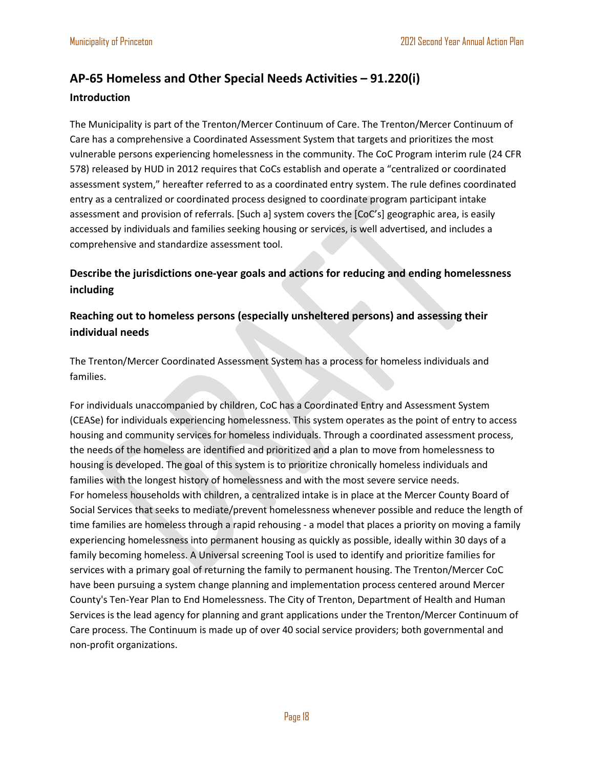## AP-65 Homeless and Other Special Needs Activities – 91.220(i)

### Introduction

The Municipality is part of the Trenton/Mercer Continuum of Care. The Trenton/Mercer Continuum of Care has a comprehensive a Coordinated Assessment System that targets and prioritizes the most vulnerable persons experiencing homelessness in the community. The CoC Program interim rule (24 CFR 578) released by HUD in 2012 requires that CoCs establish and operate a "centralized or coordinated assessment system," hereafter referred to as a coordinated entry system. The rule defines coordinated entry as a centralized or coordinated process designed to coordinate program participant intake assessment and provision of referrals. [Such a] system covers the [CoC's] geographic area, is easily accessed by individuals and families seeking housing or services, is well advertised, and includes a comprehensive and standardize assessment tool.

### Describe the jurisdictions one-year goals and actions for reducing and ending homelessness including

### Reaching out to homeless persons (especially unsheltered persons) and assessing their individual needs

The Trenton/Mercer Coordinated Assessment System has a process for homeless individuals and families.

For individuals unaccompanied by children, CoC has a Coordinated Entry and Assessment System (CEASe) for individuals experiencing homelessness. This system operates as the point of entry to access housing and community services for homeless individuals. Through a coordinated assessment process, the needs of the homeless are identified and prioritized and a plan to move from homelessness to housing is developed. The goal of this system is to prioritize chronically homeless individuals and families with the longest history of homelessness and with the most severe service needs.
For homeless households with children, a centralized intake is in place at the Mercer County Board of Social Services that seeks to mediate/prevent homelessness whenever possible and reduce the length of time families are homeless through a rapid rehousing - a model that places a priority on moving a family experiencing homelessness into permanent housing as quickly as possible, ideally within 30 days of a family becoming homeless. A Universal screening Tool is used to identify and prioritize families for services with a primary goal of returning the family to permanent housing. The Trenton/Mercer CoC have been pursuing a system change planning and implementation process centered around Mercer County's Ten-Year Plan to End Homelessness. The City of Trenton, Department of Health and Human Services is the lead agency for planning and grant applications under the Trenton/Mercer Continuum of Care process. The Continuum is made up of over 40 social service providers; both governmental and non-profit organizations.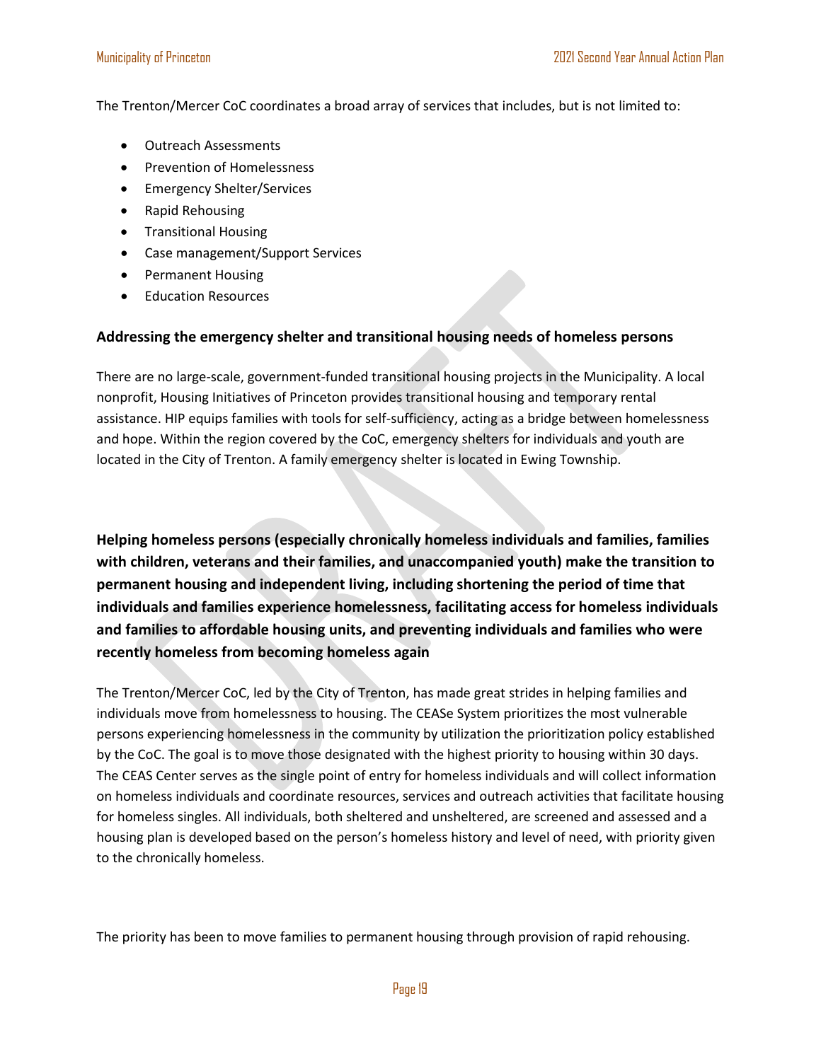The Trenton/Mercer CoC coordinates a broad array of services that includes, but is not limited to:

- Outreach Assessments
- Prevention of Homelessness
- Emergency Shelter/Services
- Rapid Rehousing
- Transitional Housing
- Case management/Support Services
- Permanent Housing
- Education Resources

### Addressing the emergency shelter and transitional housing needs of homeless persons

There are no large-scale, government-funded transitional housing projects in the Municipality. A local nonprofit, Housing Initiatives of Princeton provides transitional housing and temporary rental assistance. HIP equips families with tools for self-sufficiency, acting as a bridge between homelessness and hope. Within the region covered by the CoC, emergency shelters for individuals and youth are located in the City of Trenton. A family emergency shelter is located in Ewing Township.

### Helping homeless persons (especially chronically homeless individuals and families, families with children, veterans and their families, and unaccompanied youth) make the transition to permanent housing and independent living, including shortening the period of time that individuals and families experience homelessness, facilitating access for homeless individuals and families to affordable housing units, and preventing individuals and families who were recently homeless from becoming homeless again

The Trenton/Mercer CoC, led by the City of Trenton, has made great strides in helping families and individuals move from homelessness to housing. The CEASe System prioritizes the most vulnerable persons experiencing homelessness in the community by utilization the prioritization policy established by the CoC. The goal is to move those designated with the highest priority to housing within 30 days. The CEAS Center serves as the single point of entry for homeless individuals and will collect information on homeless individuals and coordinate resources, services and outreach activities that facilitate housing for homeless singles. All individuals, both sheltered and unsheltered, are screened and assessed and a housing plan is developed based on the person's homeless history and level of need, with priority given to the chronically homeless.

The priority has been to move families to permanent housing through provision of rapid rehousing.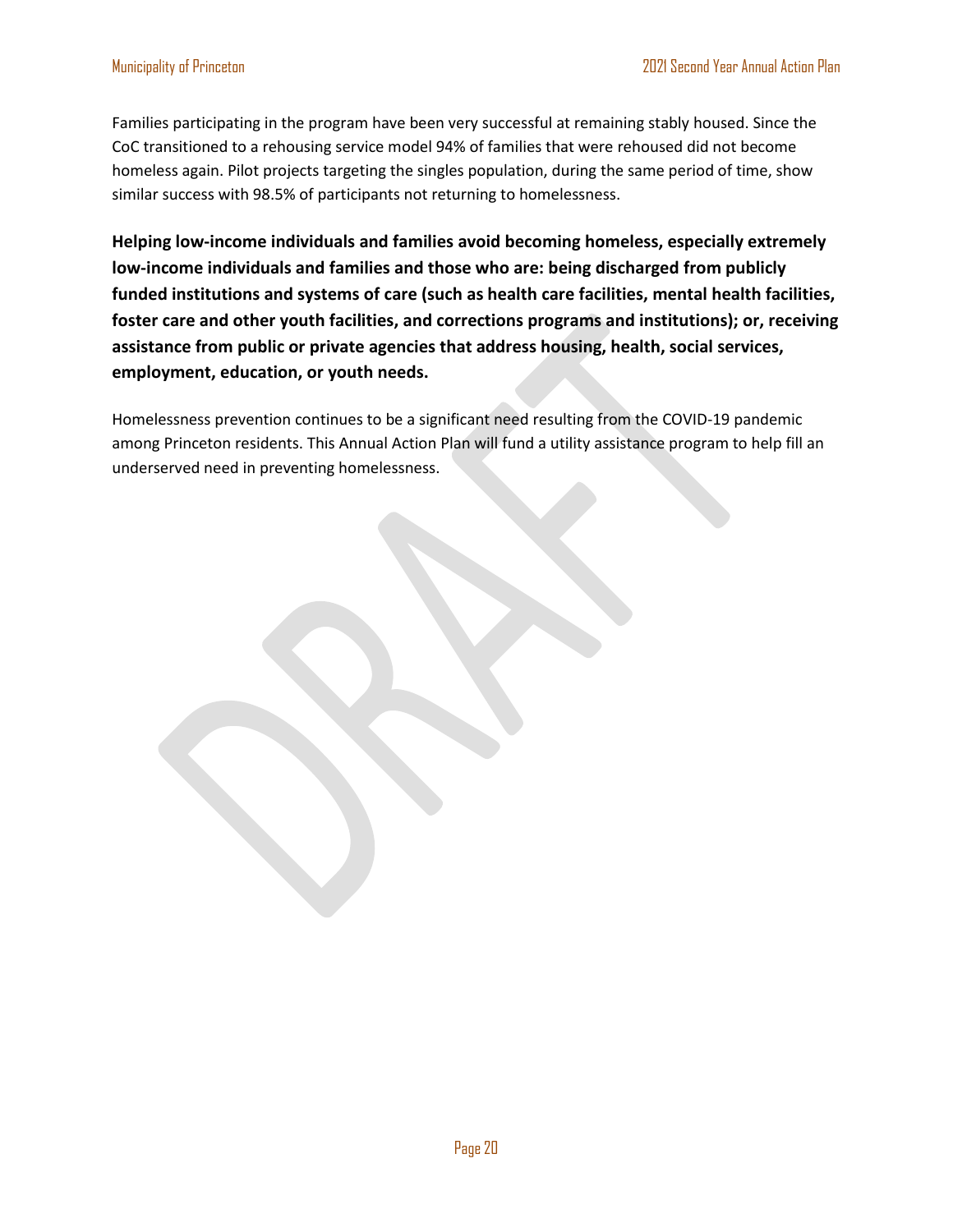Families participating in the program have been very successful at remaining stably housed. Since the CoC transitioned to a rehousing service model 94% of families that were rehoused did not become homeless again. Pilot projects targeting the singles population, during the same period of time, show similar success with 98.5% of participants not returning to homelessness.

**Helping low-income individuals and families avoid becoming homeless, especially extremely low-income individuals and families and those who are: being discharged from publicly funded institutions and systems of care (such as health care facilities, mental health facilities, foster care and other youth facilities, and corrections programs and institutions); or, receiving assistance from public or private agencies that address housing, health, social services, employment, education, or youth needs.**

Homelessness prevention continues to be a significant need resulting from the COVID-19 pandemic among Princeton residents. This Annual Action Plan will fund a utility assistance program to help fill an underserved need in preventing homelessness.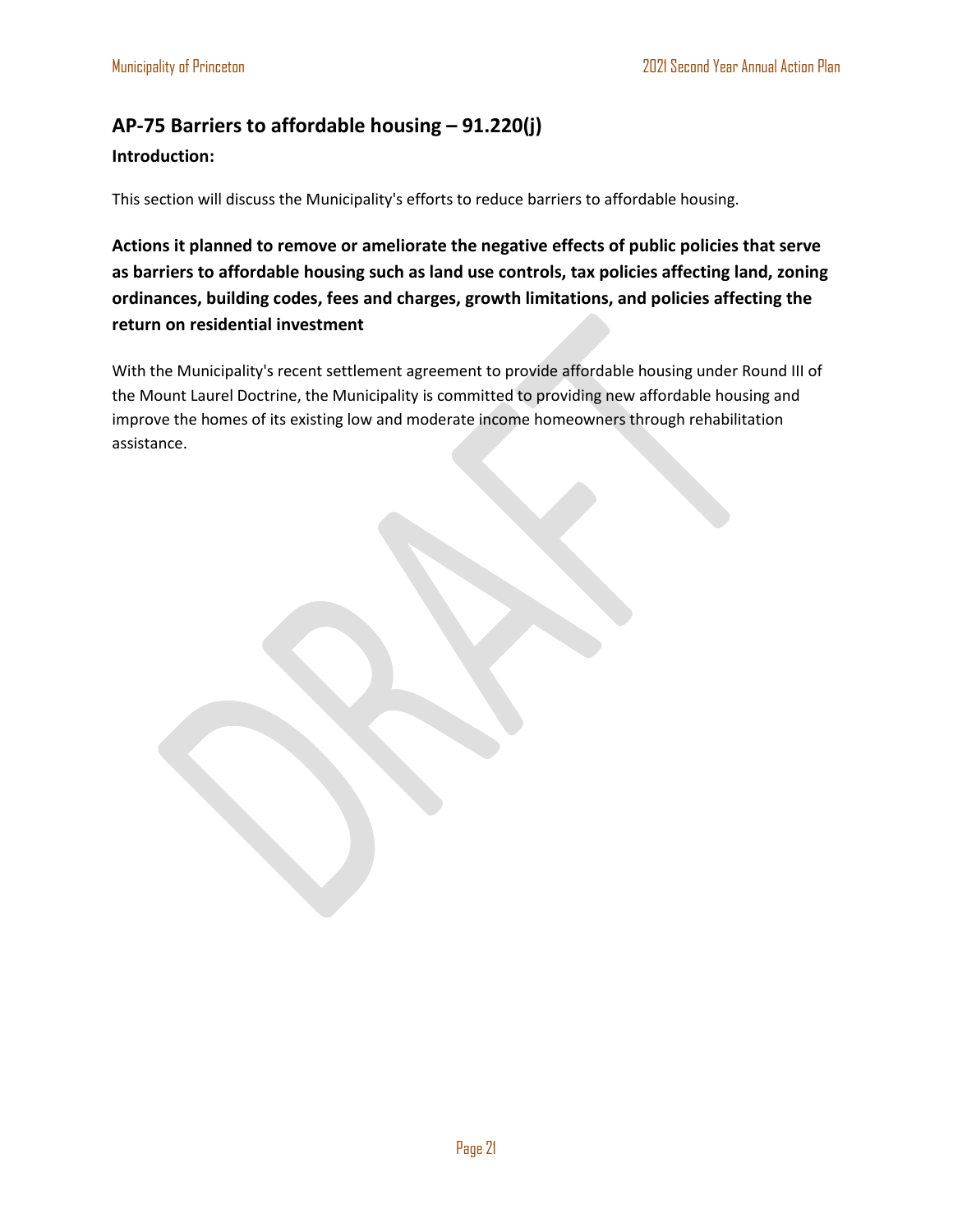## AP-75 Barriers to affordable housing – 91.220(j)

**Introduction:**

This section will discuss the Municipality's efforts to reduce barriers to affordable housing.

**Actions it planned to remove or ameliorate the negative effects of public policies that serve as barriers to affordable housing such as land use controls, tax policies affecting land, zoning ordinances, building codes, fees and charges, growth limitations, and policies affecting the return on residential investment**

With the Municipality's recent settlement agreement to provide affordable housing under Round III of the Mount Laurel Doctrine, the Municipality is committed to providing new affordable housing and improve the homes of its existing low and moderate income homeowners through rehabilitation assistance.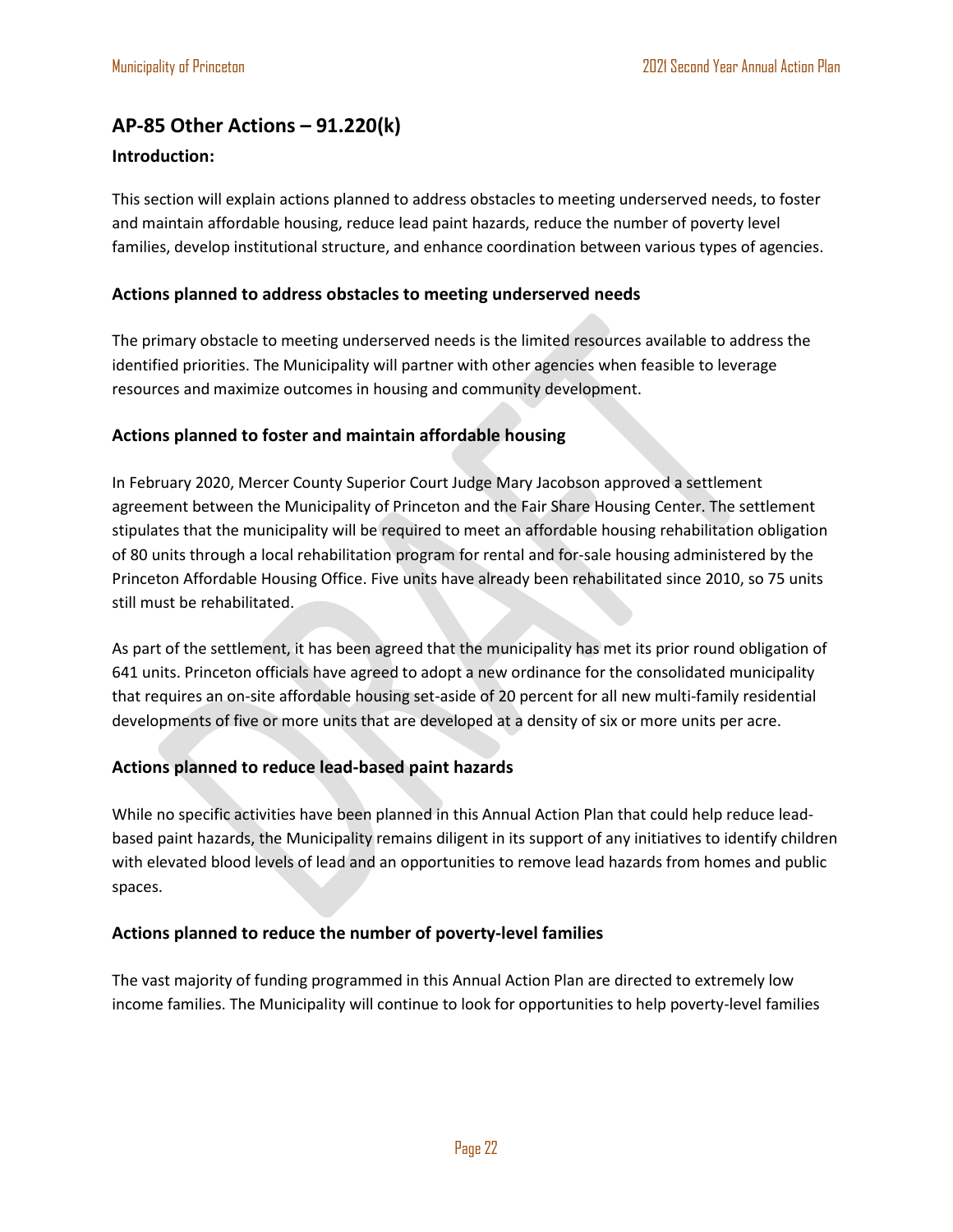## AP-85 Other Actions – 91.220(k)

### Introduction:

This section will explain actions planned to address obstacles to meeting underserved needs, to foster and maintain affordable housing, reduce lead paint hazards, reduce the number of poverty level families, develop institutional structure, and enhance coordination between various types of agencies.

### Actions planned to address obstacles to meeting underserved needs

The primary obstacle to meeting underserved needs is the limited resources available to address the identified priorities. The Municipality will partner with other agencies when feasible to leverage resources and maximize outcomes in housing and community development.

### Actions planned to foster and maintain affordable housing

In February 2020, Mercer County Superior Court Judge Mary Jacobson approved a settlement agreement between the Municipality of Princeton and the Fair Share Housing Center. The settlement stipulates that the municipality will be required to meet an affordable housing rehabilitation obligation of 80 units through a local rehabilitation program for rental and for-sale housing administered by the Princeton Affordable Housing Office. Five units have already been rehabilitated since 2010, so 75 units still must be rehabilitated.

As part of the settlement, it has been agreed that the municipality has met its prior round obligation of 641 units. Princeton officials have agreed to adopt a new ordinance for the consolidated municipality that requires an on-site affordable housing set-aside of 20 percent for all new multi-family residential developments of five or more units that are developed at a density of six or more units per acre.

### Actions planned to reduce lead-based paint hazards

While no specific activities have been planned in this Annual Action Plan that could help reduce lead-based paint hazards, the Municipality remains diligent in its support of any initiatives to identify children with elevated blood levels of lead and an opportunities to remove lead hazards from homes and public spaces.

### Actions planned to reduce the number of poverty-level families

The vast majority of funding programmed in this Annual Action Plan are directed to extremely low income families. The Municipality will continue to look for opportunities to help poverty-level families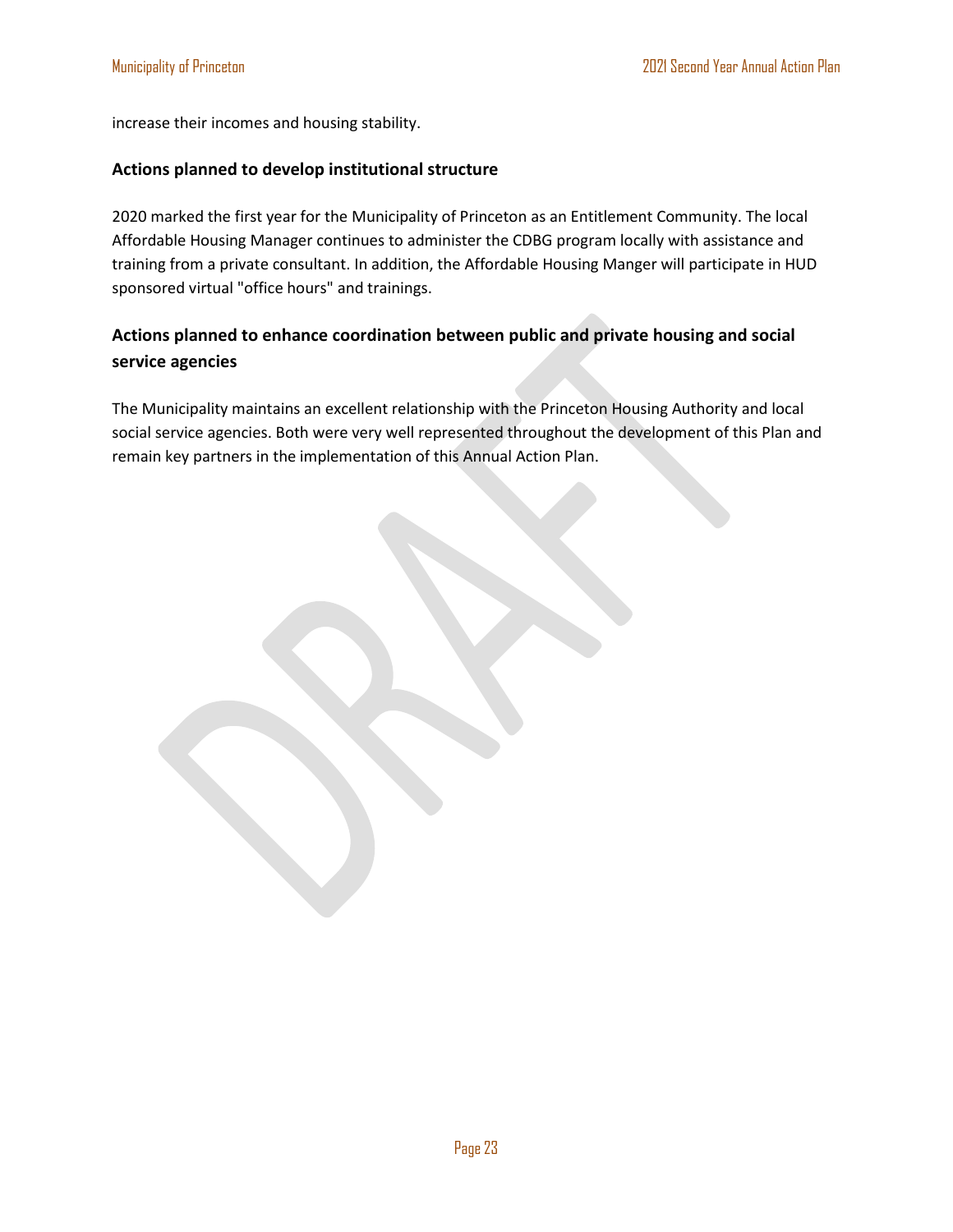increase their incomes and housing stability.

### Actions planned to develop institutional structure

2020 marked the first year for the Municipality of Princeton as an Entitlement Community. The local Affordable Housing Manager continues to administer the CDBG program locally with assistance and training from a private consultant. In addition, the Affordable Housing Manger will participate in HUD sponsored virtual "office hours" and trainings.

### Actions planned to enhance coordination between public and private housing and social service agencies

The Municipality maintains an excellent relationship with the Princeton Housing Authority and local social service agencies. Both were very well represented throughout the development of this Plan and remain key partners in the implementation of this Annual Action Plan.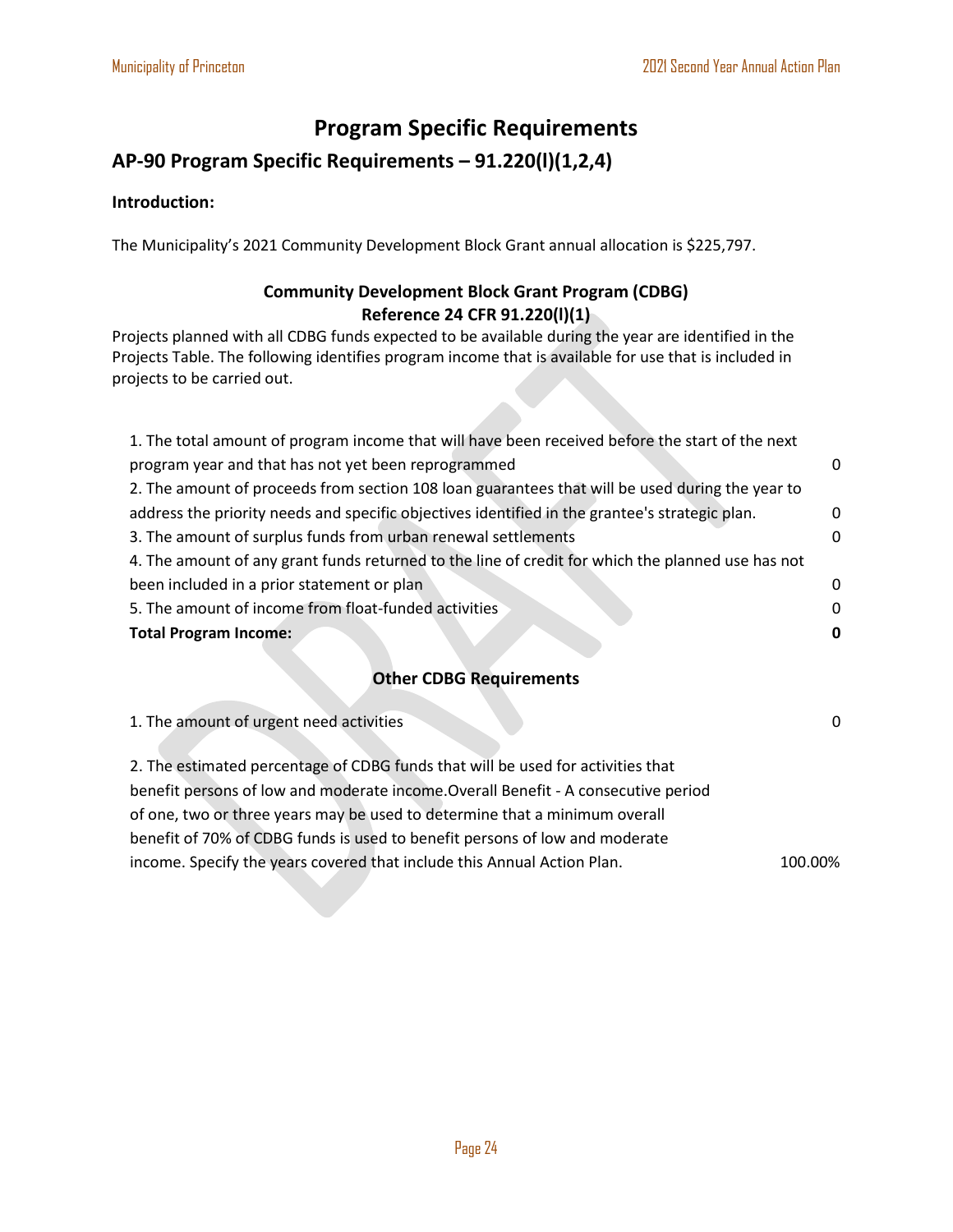# Program Specific Requirements

## AP-90 Program Specific Requirements – 91.220(l)(1,2,4)

**Introduction:**

The Municipality's 2021 Community Development Block Grant annual allocation is $225,797.

### Community Development Block Grant Program (CDBG)
### Reference 24 CFR 91.220(l)(1)

Projects planned with all CDBG funds expected to be available during the year are identified in the Projects Table. The following identifies program income that is available for use that is included in projects to be carried out.

| | |
|---|---|
| 1. The total amount of program income that will have been received before the start of the next program year and that has not yet been reprogrammed | 0 |
| 2. The amount of proceeds from section 108 loan guarantees that will be used during the year to address the priority needs and specific objectives identified in the grantee's strategic plan. | 0 |
| 3. The amount of surplus funds from urban renewal settlements | 0 |
| 4. The amount of any grant funds returned to the line of credit for which the planned use has not been included in a prior statement or plan | 0 |
| 5. The amount of income from float-funded activities | 0 |
| **Total Program Income:** | **0** |

### Other CDBG Requirements

| | |
|---|---|
| 1. The amount of urgent need activities | 0 |
| 2. The estimated percentage of CDBG funds that will be used for activities that benefit persons of low and moderate income.Overall Benefit - A consecutive period of one, two or three years may be used to determine that a minimum overall benefit of 70% of CDBG funds is used to benefit persons of low and moderate income. Specify the years covered that include this Annual Action Plan. | 100.00% |